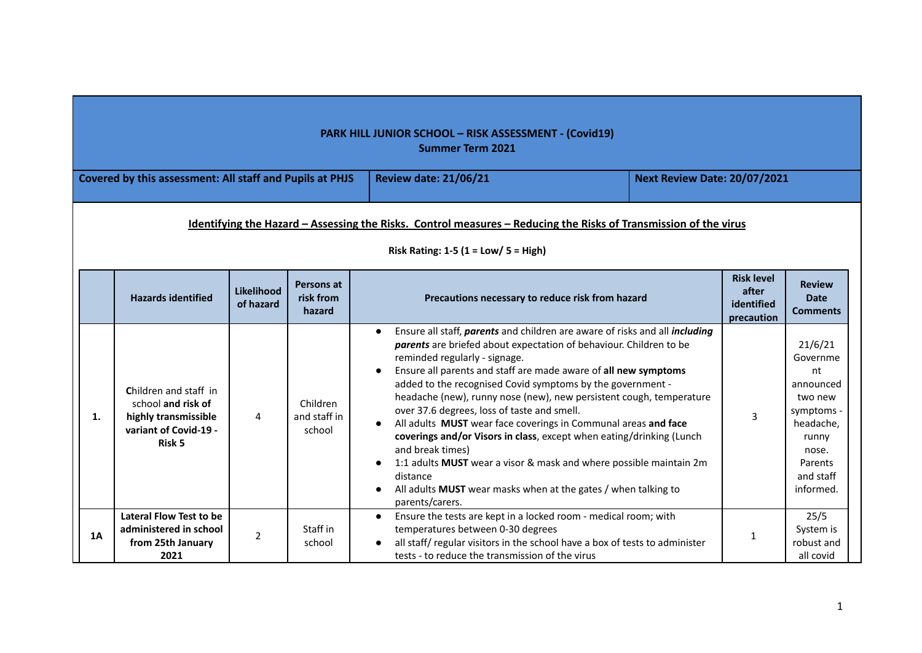**PARK HILL JUNIOR SCHOOL – RISK ASSESSMENT - (Covid19)**
**Summer Term 2021**

| **Covered by this assessment: All staff and Pupils at PHJS** | **Review date: 21/06/21** | **Next Review Date: 20/07/2021** |
|---|---|---|

**Identifying the Hazard – Assessing the Risks. Control measures – Reducing the Risks of Transmission of the virus**

**Risk Rating: 1-5 (1 = Low/ 5 = High)**

| | Hazards identified | Likelihood of hazard | Persons at risk from hazard | Precautions necessary to reduce risk from hazard | Risk level after identified precaution | Review Date Comments |
|---|---|---|---|---|---|---|
| **1.** | **C**hildren and staff in school **and risk of highly transmissible variant of Covid-19 - Risk 5** | 4 | Children and staff in school | • Ensure all staff, ***parents*** and children are aware of risks and all ***including parents*** are briefed about expectation of behaviour. Children to be reminded regularly - signage.<br>• Ensure all parents and staff are made aware of **all new symptoms** added to the recognised Covid symptoms by the government - headache (new), runny nose (new), new persistent cough, temperature over 37.6 degrees, loss of taste and smell.<br>• All adults **MUST** wear face coverings in Communal areas **and face coverings and/or Visors in class**, except when eating/drinking (Lunch and break times)<br>• 1:1 adults **MUST** wear a visor & mask and where possible maintain 2m distance<br>• All adults **MUST** wear masks when at the gates / when talking to parents/carers. | 3 | 21/6/21 Government announced two new symptoms - headache, runny nose. Parents and staff informed. |
| **1A** | **Lateral Flow Test to be administered in school from 25th January 2021** | 2 | Staff in school | • Ensure the tests are kept in a locked room - medical room; with temperatures between 0-30 degrees<br>• all staff/ regular visitors in the school have a box of tests to administer tests - to reduce the transmission of the virus | 1 | 25/5 System is robust and all covid |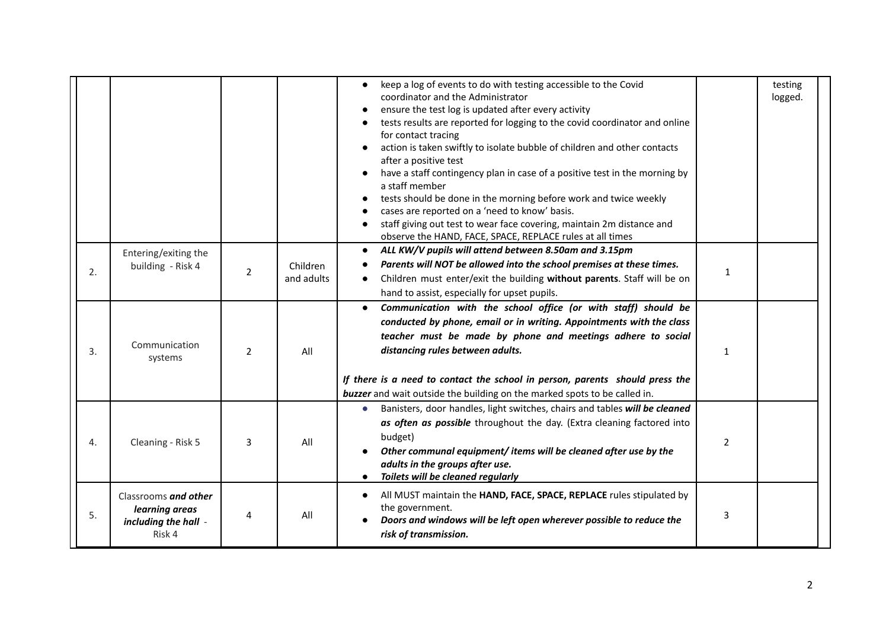| | | | | | | |
|---|---|---|---|---|---|---|
| | | | | • keep a log of events to do with testing accessible to the Covid coordinator and the Administrator<br>• ensure the test log is updated after every activity<br>• tests results are reported for logging to the covid coordinator and online for contact tracing<br>• action is taken swiftly to isolate bubble of children and other contacts after a positive test<br>• have a staff contingency plan in case of a positive test in the morning by a staff member<br>• tests should be done in the morning before work and twice weekly<br>• cases are reported on a 'need to know' basis.<br>• staff giving out test to wear face covering, maintain 2m distance and observe the HAND, FACE, SPACE, REPLACE rules at all times | | testing logged. |
| 2. | Entering/exiting the building - Risk 4 | 2 | Children and adults | • ***ALL KW/V pupils will attend between 8.50am and 3.15pm***<br>• ***Parents will NOT be allowed into the school premises at these times.***<br>• Children must enter/exit the building **without parents**. Staff will be on hand to assist, especially for upset pupils. | 1 | |
| 3. | Communication systems | 2 | All | • ***Communication with the school office (or with staff) should be conducted by phone, email or in writing. Appointments with the class teacher must be made by phone and meetings adhere to social distancing rules between adults.***<br><br>***If there is a need to contact the school in person, parents should press the buzzer*** and wait outside the building on the marked spots to be called in. | 1 | |
| 4. | Cleaning - Risk 5 | 3 | All | • Banisters, door handles, light switches, chairs and tables ***will be cleaned as often as possible*** throughout the day. (Extra cleaning factored into budget)<br>• ***Other communal equipment/ items will be cleaned after use by the adults in the groups after use.***<br>• ***Toilets will be cleaned regularly*** | 2 | |
| 5. | Classrooms ***and other learning areas including the hall*** - Risk 4 | 4 | All | • All MUST maintain the **HAND, FACE, SPACE, REPLACE** rules stipulated by the government.<br>• ***Doors and windows will be left open wherever possible to reduce the risk of transmission.*** | 3 | |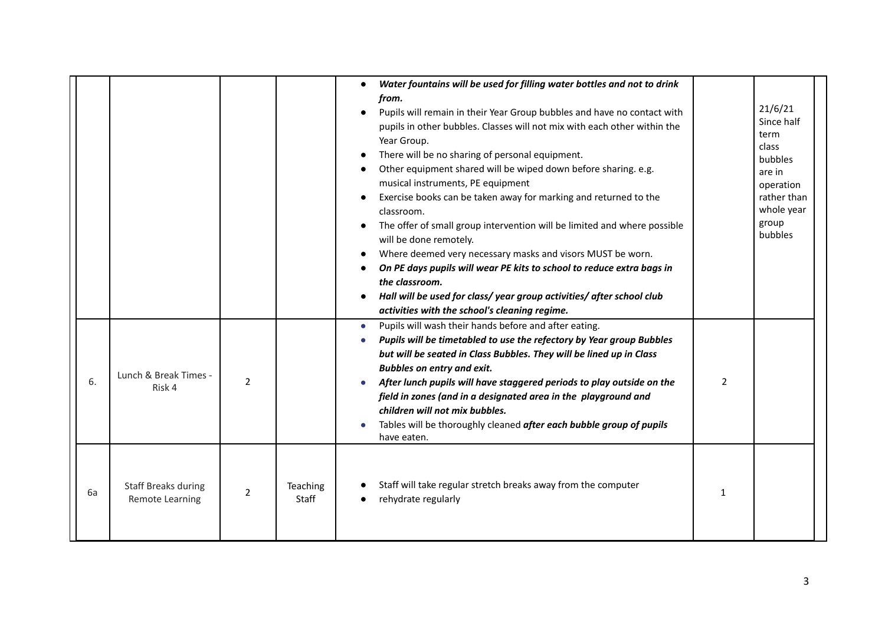| | | | | | | |
|---|---|---|---|---|---|---|
| | | | | ● ***Water fountains will be used for filling water bottles and not to drink from.***<br>● Pupils will remain in their Year Group bubbles and have no contact with pupils in other bubbles. Classes will not mix with each other within the Year Group.<br>● There will be no sharing of personal equipment.<br>● Other equipment shared will be wiped down before sharing. e.g. musical instruments, PE equipment<br>● Exercise books can be taken away for marking and returned to the classroom.<br>● The offer of small group intervention will be limited and where possible will be done remotely.<br>● Where deemed very necessary masks and visors MUST be worn.<br>● ***On PE days pupils will wear PE kits to school to reduce extra bags in the classroom.***<br>● ***Hall will be used for class/ year group activities/ after school club activities with the school's cleaning regime.*** | | 21/6/21 Since half term class bubbles are in operation rather than whole year group bubbles |
| 6. | Lunch & Break Times - Risk 4 | 2 | | ● Pupils will wash their hands before and after eating.<br>● ***Pupils will be timetabled to use the refectory by Year group Bubbles but will be seated in Class Bubbles. They will be lined up in Class Bubbles on entry and exit.***<br>● ***After lunch pupils will have staggered periods to play outside on the field in zones (and in a designated area in the playground and children will not mix bubbles.***<br>● Tables will be thoroughly cleaned ***after each bubble group of pupils*** have eaten. | 2 | |
| 6a | Staff Breaks during Remote Learning | 2 | Teaching Staff | ● Staff will take regular stretch breaks away from the computer<br>● rehydrate regularly | 1 | |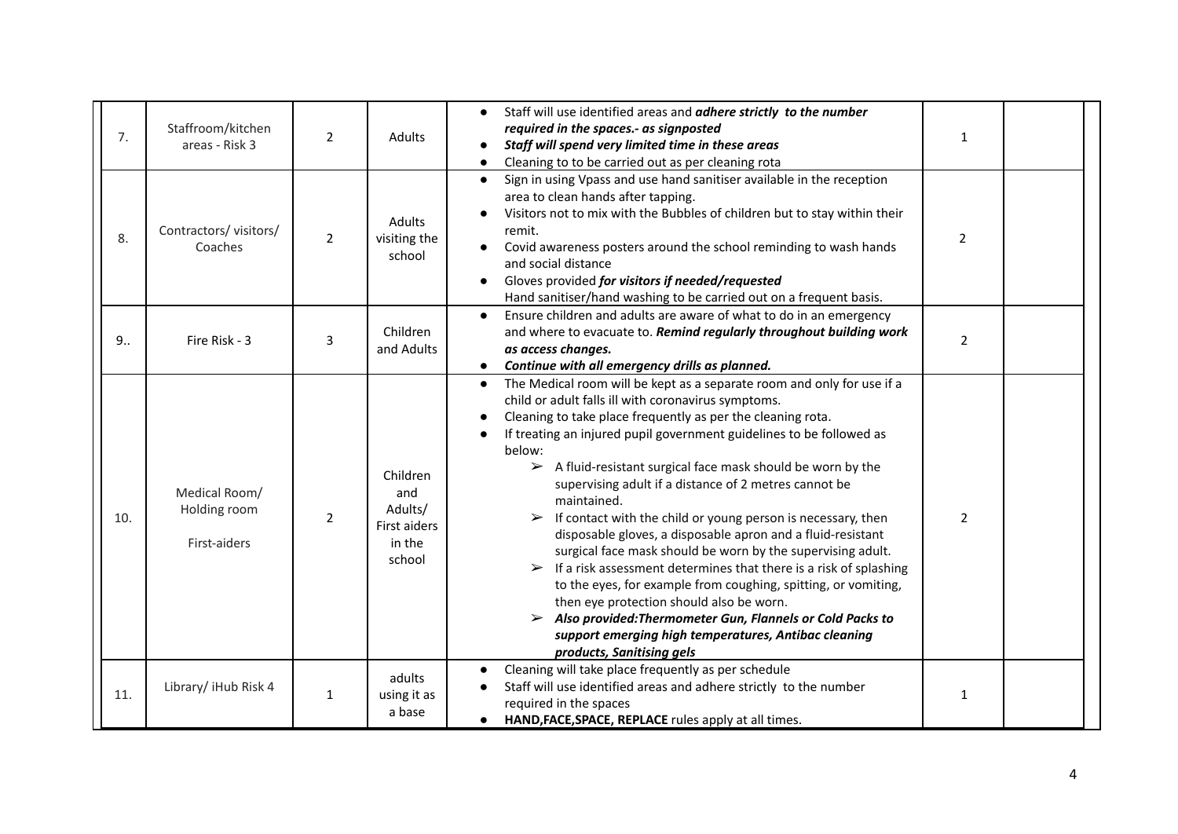| 7. | Staffroom/kitchen areas - Risk 3 | 2 | Adults | ● Staff will use identified areas and ***adhere strictly to the number required in the spaces.- as signposted***<br>● ***Staff will spend very limited time in these areas***<br>● Cleaning to to be carried out as per cleaning rota | 1 | |
|---|---|---|---|---|---|---|
| 8. | Contractors/ visitors/ Coaches | 2 | Adults visiting the school | ● Sign in using Vpass and use hand sanitiser available in the reception area to clean hands after tapping.<br>● Visitors not to mix with the Bubbles of children but to stay within their remit.<br>● Covid awareness posters around the school reminding to wash hands and social distance<br>● Gloves provided ***for visitors if needed/requested***<br>Hand sanitiser/hand washing to be carried out on a frequent basis. | 2 | |
| 9.. | Fire Risk - 3 | 3 | Children and Adults | ● Ensure children and adults are aware of what to do in an emergency and where to evacuate to. ***Remind regularly throughout building work as access changes.***<br>● ***Continue with all emergency drills as planned.*** | 2 | |
| 10. | Medical Room/ Holding room<br><br>First-aiders | 2 | Children and Adults/ First aiders in the school | ● The Medical room will be kept as a separate room and only for use if a child or adult falls ill with coronavirus symptoms.<br>● Cleaning to take place frequently as per the cleaning rota.<br>● If treating an injured pupil government guidelines to be followed as below:<br>➢ A fluid-resistant surgical face mask should be worn by the supervising adult if a distance of 2 metres cannot be maintained.<br>➢ If contact with the child or young person is necessary, then disposable gloves, a disposable apron and a fluid-resistant surgical face mask should be worn by the supervising adult.<br>➢ If a risk assessment determines that there is a risk of splashing to the eyes, for example from coughing, spitting, or vomiting, then eye protection should also be worn.<br>➢ ***Also provided:Thermometer Gun, Flannels or Cold Packs to support emerging high temperatures, Antibac cleaning products, Sanitising gels*** | 2 | |
| 11. | Library/ iHub Risk 4 | 1 | adults using it as a base | ● Cleaning will take place frequently as per schedule<br>● Staff will use identified areas and adhere strictly to the number required in the spaces<br>● **HAND,FACE,SPACE, REPLACE** rules apply at all times. | 1 | |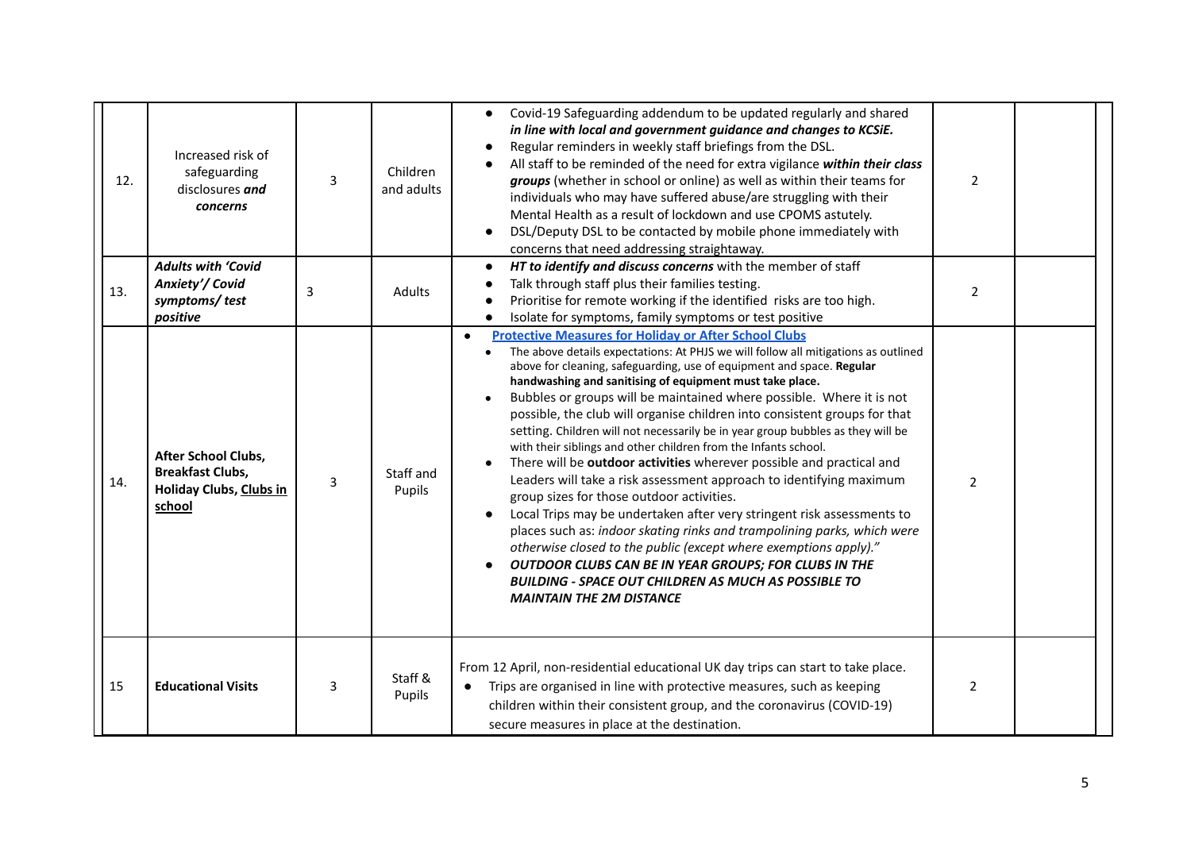| 12. | Increased risk of safeguarding disclosures ***and concerns*** | 3 | Children and adults | <ul><li>Covid-19 Safeguarding addendum to be updated regularly and shared ***in line with local and government guidance and changes to KCSiE.***</li><li>Regular reminders in weekly staff briefings from the DSL.</li><li>All staff to be reminded of the need for extra vigilance ***within their class groups*** (whether in school or online) as well as within their teams for individuals who may have suffered abuse/are struggling with their Mental Health as a result of lockdown and use CPOMS astutely.</li><li>DSL/Deputy DSL to be contacted by mobile phone immediately with concerns that need addressing straightaway.</li></ul> | 2 | |
|---|---|---|---|---|---|---|
| 13. | ***Adults with 'Covid Anxiety'/ Covid symptoms/ test positive*** | 3 | Adults | <ul><li>***HT to identify and discuss concerns*** with the member of staff</li><li>Talk through staff plus their families testing.</li><li>Prioritise for remote working if the identified risks are too high.</li><li>Isolate for symptoms, family symptoms or test positive</li></ul> | 2 | |
| 14. | **After School Clubs, Breakfast Clubs, Holiday Clubs, <u>Clubs in school</u>** | 3 | Staff and Pupils | <ul><li><u>**Protective Measures for Holiday or After School Clubs**</u></li><li>The above details expectations: At PHJS we will follow all mitigations as outlined above for cleaning, safeguarding, use of equipment and space. **Regular handwashing and sanitising of equipment must take place.**</li><li>Bubbles or groups will be maintained where possible. Where it is not possible, the club will organise children into consistent groups for that setting. Children will not necessarily be in year group bubbles as they will be with their siblings and other children from the Infants school.</li><li>There will be **outdoor activities** wherever possible and practical and Leaders will take a risk assessment approach to identifying maximum group sizes for those outdoor activities.</li><li>Local Trips may be undertaken after very stringent risk assessments to places such as: *indoor skating rinks and trampolining parks, which were otherwise closed to the public (except where exemptions apply)."*</li><li>***OUTDOOR CLUBS CAN BE IN YEAR GROUPS; FOR CLUBS IN THE BUILDING - SPACE OUT CHILDREN AS MUCH AS POSSIBLE TO MAINTAIN THE 2M DISTANCE***</li></ul> | 2 | |
| 15 | **Educational Visits** | 3 | Staff & Pupils | From 12 April, non-residential educational UK day trips can start to take place.<ul><li>Trips are organised in line with protective measures, such as keeping children within their consistent group, and the coronavirus (COVID-19) secure measures in place at the destination.</li></ul> | 2 | |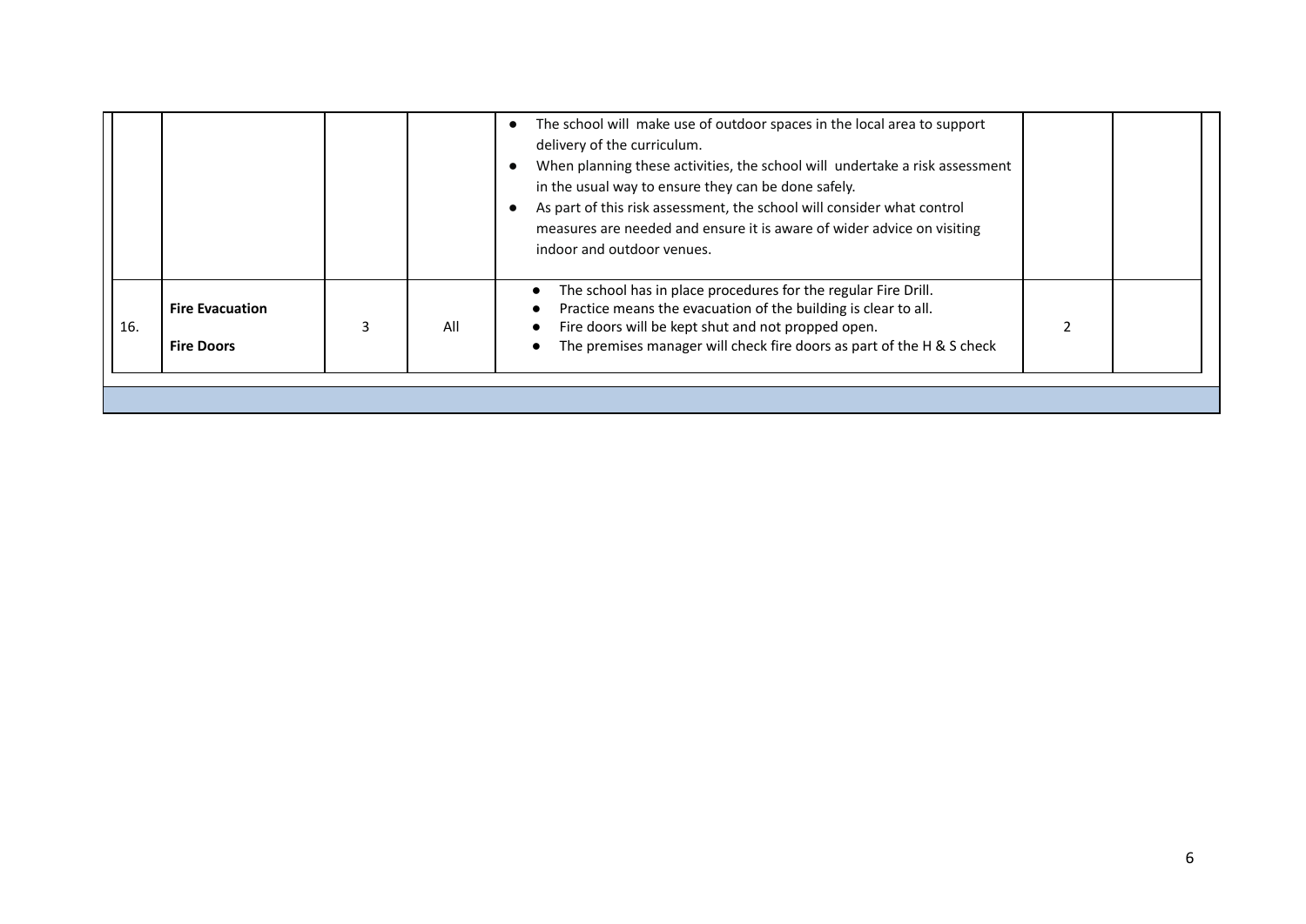| | | | | | | |
|---|---|---|---|---|---|---|
| | | | | <ul><li>The school will make use of outdoor spaces in the local area to support delivery of the curriculum.</li><li>When planning these activities, the school will undertake a risk assessment in the usual way to ensure they can be done safely.</li><li>As part of this risk assessment, the school will consider what control measures are needed and ensure it is aware of wider advice on visiting indoor and outdoor venues.</li></ul> | | |
| 16. | **Fire Evacuation**<br><br>**Fire Doors** | 3 | All | <ul><li>The school has in place procedures for the regular Fire Drill.</li><li>Practice means the evacuation of the building is clear to all.</li><li>Fire doors will be kept shut and not propped open.</li><li>The premises manager will check fire doors as part of the H & S check</li></ul> | 2 | |